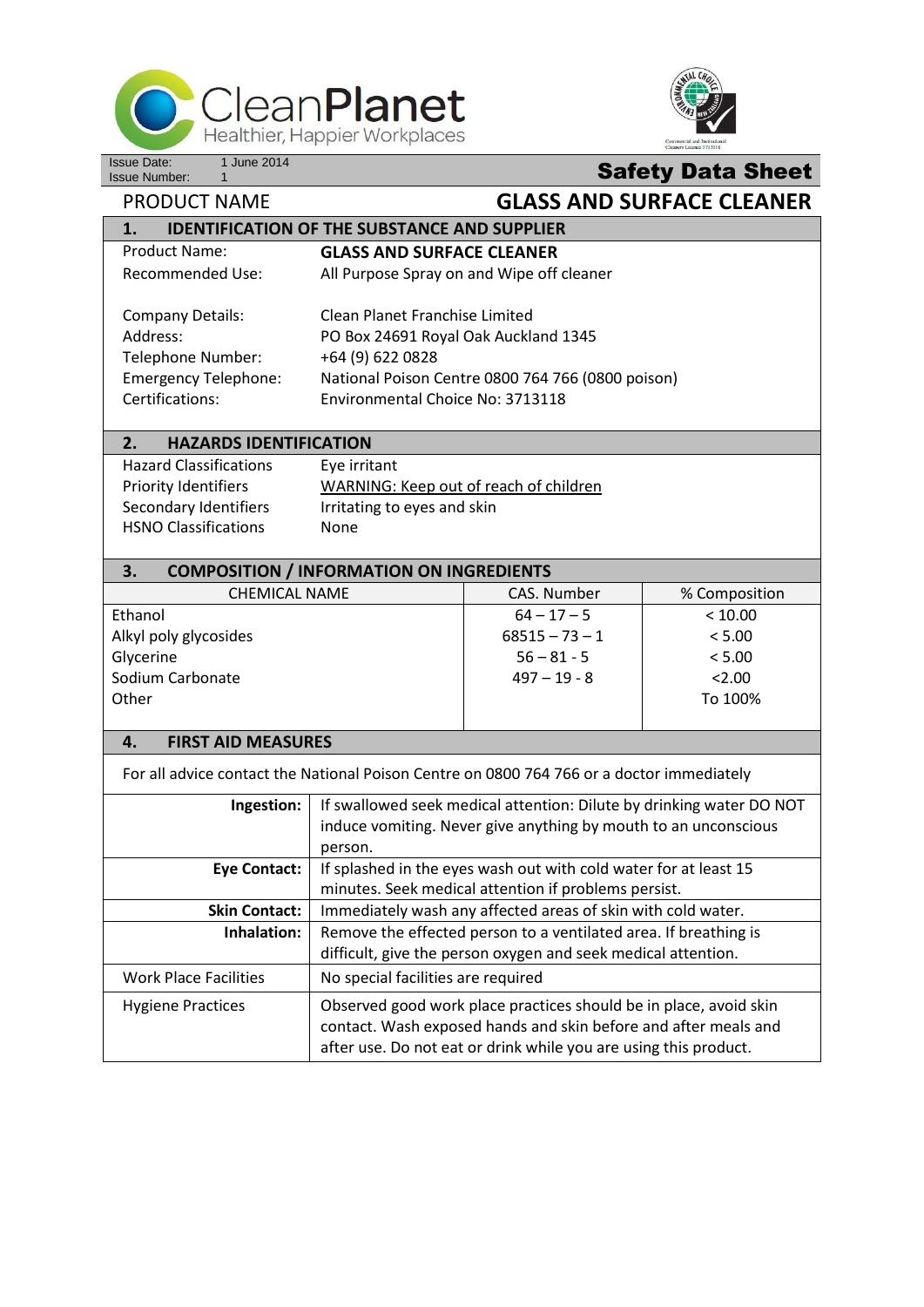CleanPlanet
Healthier, Happier Workplaces

Issue Date: 1 June 2014
Issue Number: 1

# Safety Data Sheet

PRODUCT NAME **GLASS AND SURFACE CLEANER**

## 1. IDENTIFICATION OF THE SUBSTANCE AND SUPPLIER

| | |
|---|---|
| Product Name: | **GLASS AND SURFACE CLEANER** |
| Recommended Use: | All Purpose Spray on and Wipe off cleaner |
| Company Details: | Clean Planet Franchise Limited |
| Address: | PO Box 24691 Royal Oak Auckland 1345 |
| Telephone Number: | +64 (9) 622 0828 |
| Emergency Telephone: | National Poison Centre 0800 764 766 (0800 poison) |
| Certifications: | Environmental Choice No: 3713118 |

## 2. HAZARDS IDENTIFICATION

| | |
|---|---|
| Hazard Classifications | Eye irritant |
| Priority Identifiers | WARNING: Keep out of reach of children |
| Secondary Identifiers | Irritating to eyes and skin |
| HSNO Classifications | None |

## 3. COMPOSITION / INFORMATION ON INGREDIENTS

| CHEMICAL NAME | CAS. Number | % Composition |
|---|---|---|
| Ethanol | 64 – 17 – 5 | < 10.00 |
| Alkyl poly glycosides | 68515 – 73 – 1 | < 5.00 |
| Glycerine | 56 – 81 - 5 | < 5.00 |
| Sodium Carbonate | 497 – 19 - 8 | <2.00 |
| Other | | To 100% |

## 4. FIRST AID MEASURES

For all advice contact the National Poison Centre on 0800 764 766 or a doctor immediately

| | |
|---|---|
| **Ingestion:** | If swallowed seek medical attention: Dilute by drinking water DO NOT induce vomiting. Never give anything by mouth to an unconscious person. |
| **Eye Contact:** | If splashed in the eyes wash out with cold water for at least 15 minutes. Seek medical attention if problems persist. |
| **Skin Contact:** | Immediately wash any affected areas of skin with cold water. |
| **Inhalation:** | Remove the effected person to a ventilated area. If breathing is difficult, give the person oxygen and seek medical attention. |
| Work Place Facilities | No special facilities are required |
| Hygiene Practices | Observed good work place practices should be in place, avoid skin contact. Wash exposed hands and skin before and after meals and after use. Do not eat or drink while you are using this product. |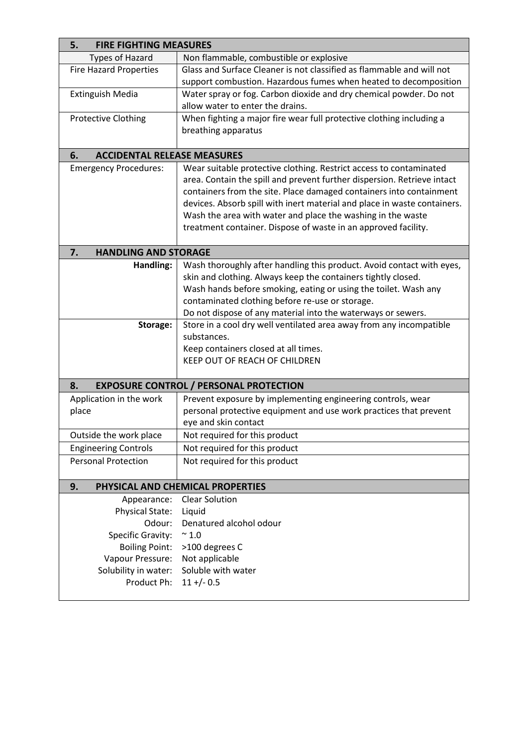| 5. FIRE FIGHTING MEASURES | |
|---|---|
| Types of Hazard | Non flammable, combustible or explosive |
| Fire Hazard Properties | Glass and Surface Cleaner is not classified as flammable and will not support combustion. Hazardous fumes when heated to decomposition |
| Extinguish Media | Water spray or fog. Carbon dioxide and dry chemical powder. Do not allow water to enter the drains. |
| Protective Clothing | When fighting a major fire wear full protective clothing including a breathing apparatus |

| 6. ACCIDENTAL RELEASE MEASURES | |
|---|---|
| Emergency Procedures: | Wear suitable protective clothing. Restrict access to contaminated area. Contain the spill and prevent further dispersion. Retrieve intact containers from the site. Place damaged containers into containment devices. Absorb spill with inert material and place in waste containers. Wash the area with water and place the washing in the waste treatment container. Dispose of waste in an approved facility. |

| 7. HANDLING AND STORAGE | |
|---|---|
| **Handling:** | Wash thoroughly after handling this product. Avoid contact with eyes, skin and clothing. Always keep the containers tightly closed.<br>Wash hands before smoking, eating or using the toilet. Wash any contaminated clothing before re-use or storage.<br>Do not dispose of any material into the waterways or sewers. |
| **Storage:** | Store in a cool dry well ventilated area away from any incompatible substances.<br>Keep containers closed at all times.<br>KEEP OUT OF REACH OF CHILDREN |

| 8. EXPOSURE CONTROL / PERSONAL PROTECTION | |
|---|---|
| Application in the work place | Prevent exposure by implementing engineering controls, wear personal protective equipment and use work practices that prevent eye and skin contact |
| Outside the work place | Not required for this product |
| Engineering Controls | Not required for this product |
| Personal Protection | Not required for this product |

| 9. PHYSICAL AND CHEMICAL PROPERTIES | |
|---|---|
| Appearance: | Clear Solution |
| Physical State: | Liquid |
| Odour: | Denatured alcohol odour |
| Specific Gravity: | ~ 1.0 |
| Boiling Point: | >100 degrees C |
| Vapour Pressure: | Not applicable |
| Solubility in water: | Soluble with water |
| Product Ph: | 11 +/- 0.5 |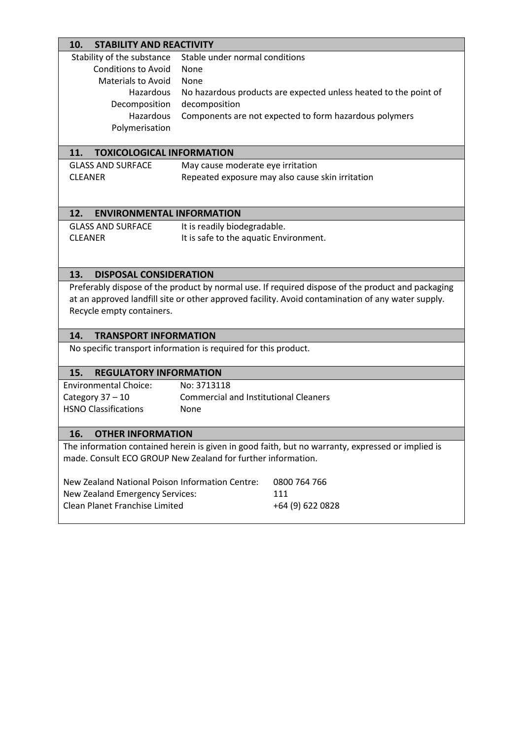## 10. STABILITY AND REACTIVITY

| | |
|---|---|
| Stability of the substance | Stable under normal conditions |
| Conditions to Avoid | None |
| Materials to Avoid | None |
| Hazardous Decomposition | No hazardous products are expected unless heated to the point of decomposition |
| Hazardous Polymerisation | Components are not expected to form hazardous polymers |

## 11. TOXICOLOGICAL INFORMATION

| | |
|---|---|
| GLASS AND SURFACE CLEANER | May cause moderate eye irritation<br>Repeated exposure may also cause skin irritation |

## 12. ENVIRONMENTAL INFORMATION

| | |
|---|---|
| GLASS AND SURFACE CLEANER | It is readily biodegradable.<br>It is safe to the aquatic Environment. |

## 13. DISPOSAL CONSIDERATION

Preferably dispose of the product by normal use. If required dispose of the product and packaging at an approved landfill site or other approved facility. Avoid contamination of any water supply. Recycle empty containers.

## 14. TRANSPORT INFORMATION

No specific transport information is required for this product.

## 15. REGULATORY INFORMATION

| | |
|---|---|
| Environmental Choice: | No: 3713118 |
| Category 37 – 10 | Commercial and Institutional Cleaners |
| HSNO Classifications | None |

## 16. OTHER INFORMATION

The information contained herein is given in good faith, but no warranty, expressed or implied is made. Consult ECO GROUP New Zealand for further information.

| | |
|---|---|
| New Zealand National Poison Information Centre: | 0800 764 766 |
| New Zealand Emergency Services: | 111 |
| Clean Planet Franchise Limited | +64 (9) 622 0828 |